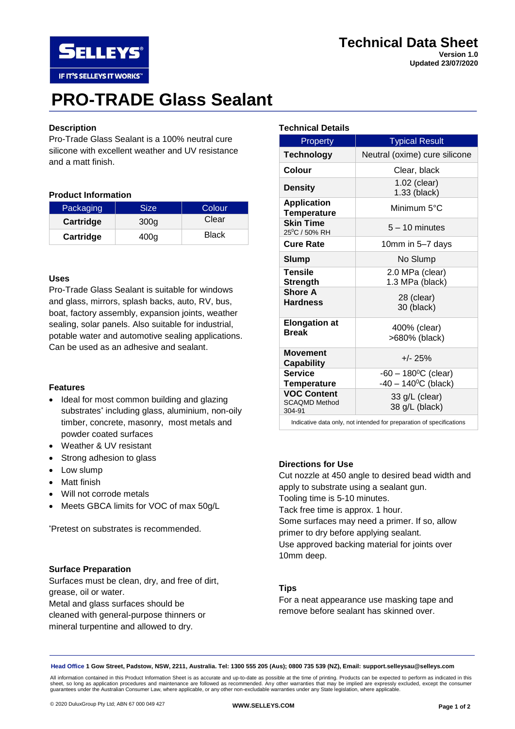# PRO-TRADE Glass Sealant

**Technical Data Sheet**
**Version 1.0**
**Updated 23/07/2020**

## Description

Pro-Trade Glass Sealant is a 100% neutral cure silicone with excellent weather and UV resistance and a matt finish.

## Product Information

| Packaging | Size | Colour |
|---|---|---|
| **Cartridge** | 300g | Clear |
| **Cartridge** | 400g | Black |

## Uses

Pro-Trade Glass Sealant is suitable for windows and glass, mirrors, splash backs, auto, RV, bus, boat, factory assembly, expansion joints, weather sealing, solar panels. Also suitable for industrial, potable water and automotive sealing applications. Can be used as an adhesive and sealant.

## Features

- Ideal for most common building and glazing substrates* including glass, aluminium, non-oily timber, concrete, masonry, most metals and powder coated surfaces
- Weather & UV resistant
- Strong adhesion to glass
- Low slump
- Matt finish
- Will not corrode metals
- Meets GBCA limits for VOC of max 50g/L

*Pretest on substrates is recommended.

## Surface Preparation

Surfaces must be clean, dry, and free of dirt, grease, oil or water.
Metal and glass surfaces should be cleaned with general-purpose thinners or mineral turpentine and allowed to dry.

## Technical Details

| Property | Typical Result |
|---|---|
| **Technology** | Neutral (oxime) cure silicone |
| **Colour** | Clear, black |
| **Density** | 1.02 (clear)<br>1.33 (black) |
| **Application Temperature** | Minimum 5°C |
| **Skin Time** 25°C / 50% RH | 5 – 10 minutes |
| **Cure Rate** | 10mm in 5–7 days |
| **Slump** | No Slump |
| **Tensile Strength** | 2.0 MPa (clear)<br>1.3 MPa (black) |
| **Shore A Hardness** | 28 (clear)<br>30 (black) |
| **Elongation at Break** | 400% (clear)<br>>680% (black) |
| **Movement Capability** | +/- 25% |
| **Service Temperature** | -60 – 180°C (clear)<br>-40 – 140°C (black) |
| **VOC Content** SCAQMD Method 304-91 | 33 g/L (clear)<br>38 g/L (black) |

Indicative data only, not intended for preparation of specifications

## Directions for Use

Cut nozzle at 450 angle to desired bead width and apply to substrate using a sealant gun.
Tooling time is 5-10 minutes.
Tack free time is approx. 1 hour.
Some surfaces may need a primer. If so, allow primer to dry before applying sealant.
Use approved backing material for joints over 10mm deep.

## Tips

For a neat appearance use masking tape and remove before sealant has skinned over.

**Head Office 1 Gow Street, Padstow, NSW, 2211, Australia. Tel: 1300 555 205 (Aus); 0800 735 539 (NZ), Email: support.selleysau@selleys.com**

All information contained in this Product Information Sheet is as accurate and up-to-date as possible at the time of printing. Products can be expected to perform as indicated in this sheet, so long as application procedures and maintenance are followed as recommended. Any other warranties that may be implied are expressly excluded, except the consumer guarantees under the Australian Consumer Law, where applicable, or any other non-excludable warranties under any State legislation, where applicable.

© 2020 DuluxGroup Pty Ltd; ABN 67 000 049 427

**WWW.SELLEYS.COM**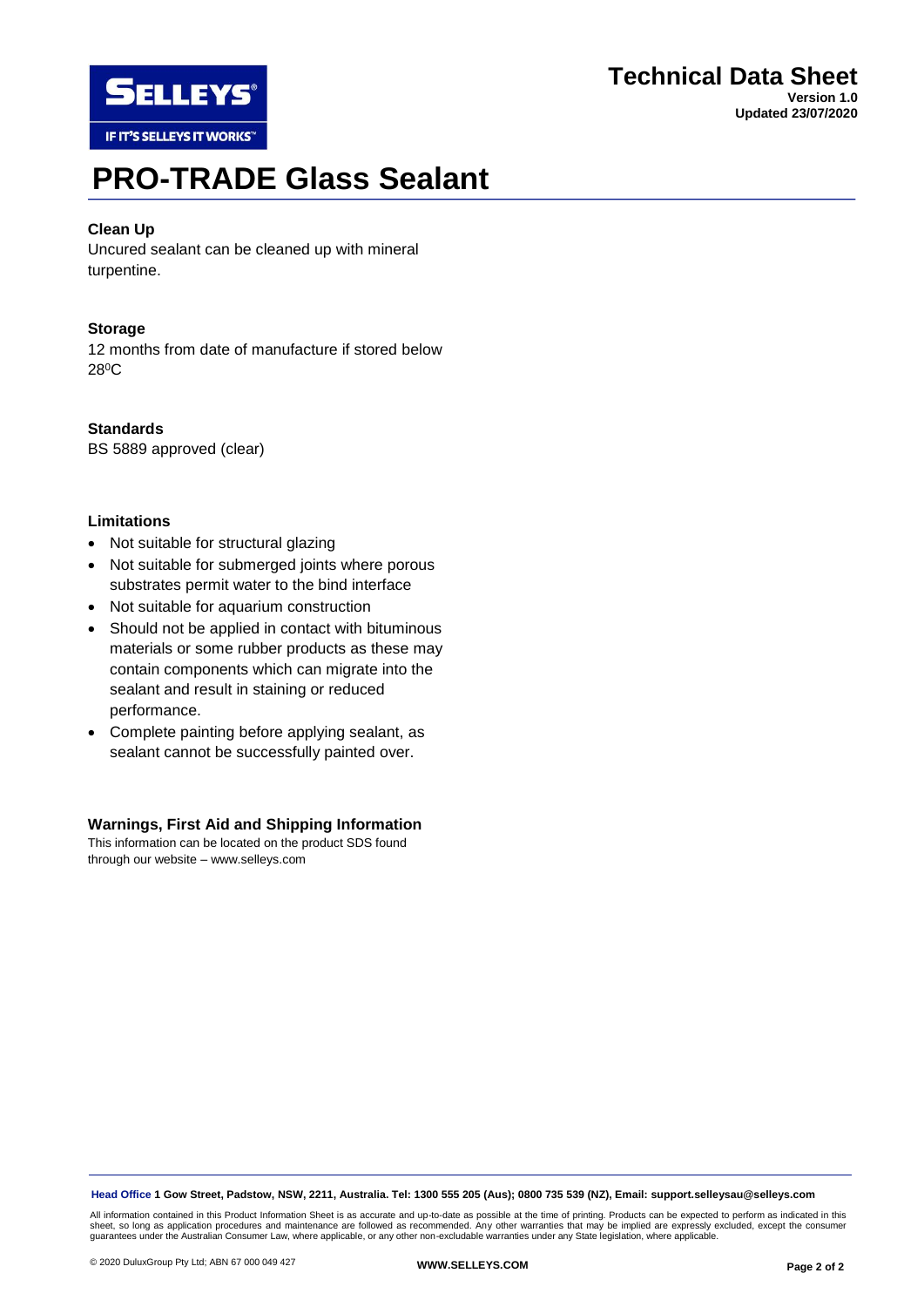# PRO-TRADE Glass Sealant

### Clean Up

Uncured sealant can be cleaned up with mineral turpentine.

### Storage

12 months from date of manufacture if stored below $28^0$C

### Standards

BS 5889 approved (clear)

### Limitations

- Not suitable for structural glazing
- Not suitable for submerged joints where porous substrates permit water to the bind interface
- Not suitable for aquarium construction
- Should not be applied in contact with bituminous materials or some rubber products as these may contain components which can migrate into the sealant and result in staining or reduced performance.
- Complete painting before applying sealant, as sealant cannot be successfully painted over.

### Warnings, First Aid and Shipping Information

This information can be located on the product SDS found through our website – www.selleys.com

**Head Office 1 Gow Street, Padstow, NSW, 2211, Australia. Tel: 1300 555 205 (Aus); 0800 735 539 (NZ), Email: support.selleysau@selleys.com**

All information contained in this Product Information Sheet is as accurate and up-to-date as possible at the time of printing. Products can be expected to perform as indicated in this sheet, so long as application procedures and maintenance are followed as recommended. Any other warranties that may be implied are expressly excluded, except the consumer guarantees under the Australian Consumer Law, where applicable, or any other non-excludable warranties under any State legislation, where applicable.

© 2020 DuluxGroup Pty Ltd; ABN 67 000 049 427

**WWW.SELLEYS.COM**